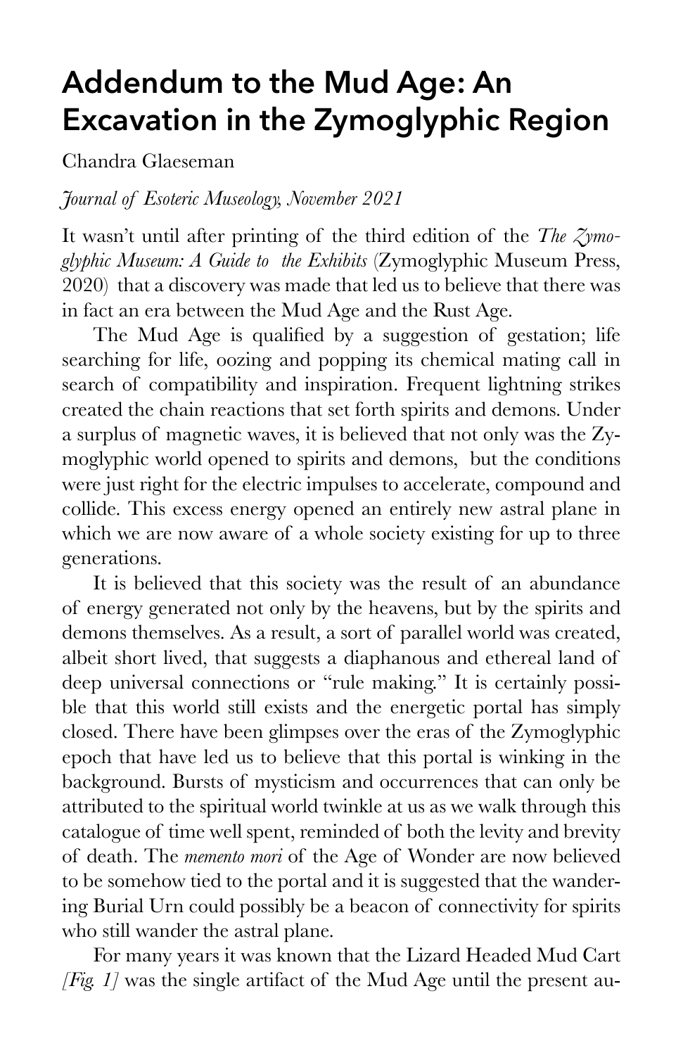# Addendum to the Mud Age: An Excavation in the Zymoglyphic Region

Chandra Glaeseman

*Journal of Esoteric Museology, November 2021*

It wasn't until after printing of the third edition of the *The Zymoglyphic Museum: A Guide to the Exhibits* (Zymoglyphic Museum Press, 2020) that a discovery was made that led us to believe that there was in fact an era between the Mud Age and the Rust Age.

The Mud Age is qualified by a suggestion of gestation; life searching for life, oozing and popping its chemical mating call in search of compatibility and inspiration. Frequent lightning strikes created the chain reactions that set forth spirits and demons. Under a surplus of magnetic waves, it is believed that not only was the Zymoglyphic world opened to spirits and demons, but the conditions were just right for the electric impulses to accelerate, compound and collide. This excess energy opened an entirely new astral plane in which we are now aware of a whole society existing for up to three generations.

It is believed that this society was the result of an abundance of energy generated not only by the heavens, but by the spirits and demons themselves. As a result, a sort of parallel world was created, albeit short lived, that suggests a diaphanous and ethereal land of deep universal connections or "rule making." It is certainly possible that this world still exists and the energetic portal has simply closed. There have been glimpses over the eras of the Zymoglyphic epoch that have led us to believe that this portal is winking in the background. Bursts of mysticism and occurrences that can only be attributed to the spiritual world twinkle at us as we walk through this catalogue of time well spent, reminded of both the levity and brevity of death. The *memento mori* of the Age of Wonder are now believed to be somehow tied to the portal and it is suggested that the wandering Burial Urn could possibly be a beacon of connectivity for spirits who still wander the astral plane.

For many years it was known that the Lizard Headed Mud Cart *[Fig. 1]* was the single artifact of the Mud Age until the present au-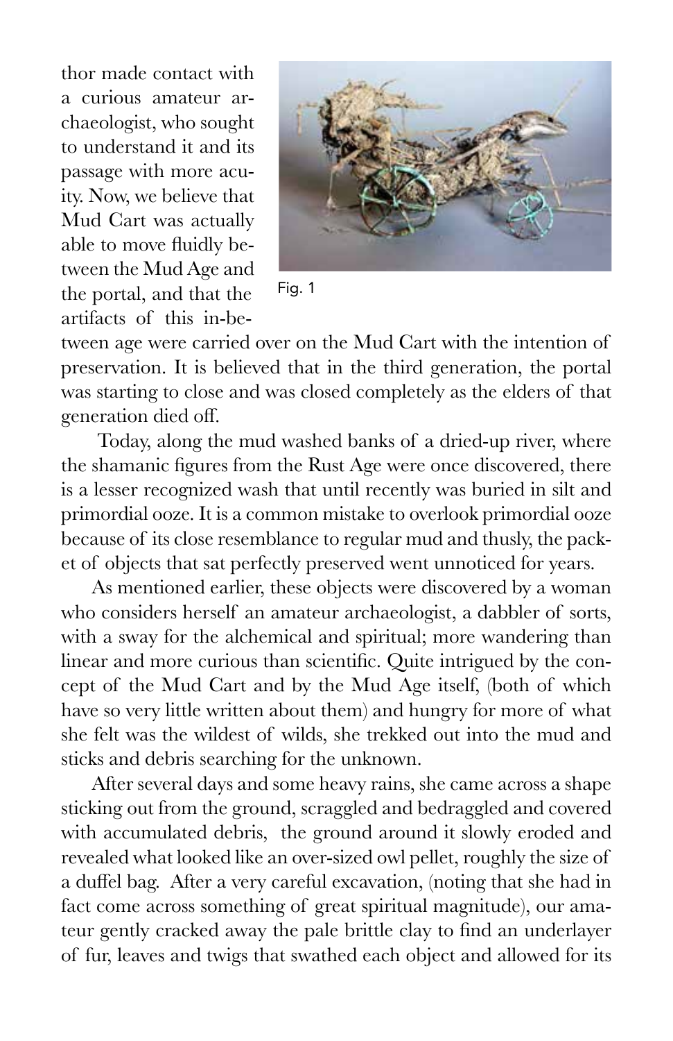thor made contact with a curious amateur archaeologist, who sought to understand it and its passage with more acuity. Now, we believe that Mud Cart was actually able to move fluidly between the Mud Age and the portal, and that the artifacts of this in-between age were carried over on the Mud Cart with the intention of preservation. It is believed that in the third generation, the portal was starting to close and was closed completely as the elders of that generation died off.

Fig. 1

Today, along the mud washed banks of a dried-up river, where the shamanic figures from the Rust Age were once discovered, there is a lesser recognized wash that until recently was buried in silt and primordial ooze. It is a common mistake to overlook primordial ooze because of its close resemblance to regular mud and thusly, the packet of objects that sat perfectly preserved went unnoticed for years.

As mentioned earlier, these objects were discovered by a woman who considers herself an amateur archaeologist, a dabbler of sorts, with a sway for the alchemical and spiritual; more wandering than linear and more curious than scientific. Quite intrigued by the concept of the Mud Cart and by the Mud Age itself, (both of which have so very little written about them) and hungry for more of what she felt was the wildest of wilds, she trekked out into the mud and sticks and debris searching for the unknown.

After several days and some heavy rains, she came across a shape sticking out from the ground, scraggled and bedraggled and covered with accumulated debris, the ground around it slowly eroded and revealed what looked like an over-sized owl pellet, roughly the size of a duffel bag. After a very careful excavation, (noting that she had in fact come across something of great spiritual magnitude), our amateur gently cracked away the pale brittle clay to find an underlayer of fur, leaves and twigs that swathed each object and allowed for its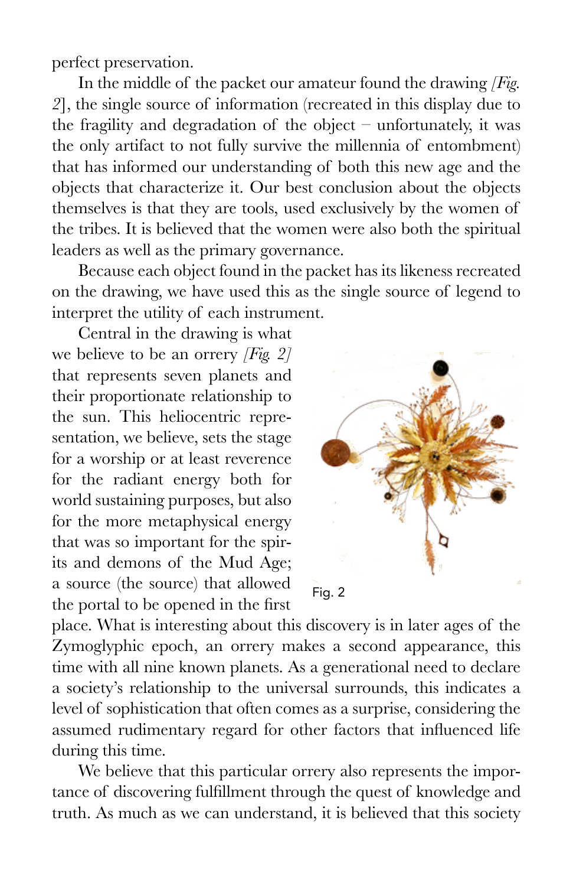perfect preservation.

In the middle of the packet our amateur found the drawing *[Fig. 2]*, the single source of information (recreated in this display due to the fragility and degradation of the object – unfortunately, it was the only artifact to not fully survive the millennia of entombment) that has informed our understanding of both this new age and the objects that characterize it. Our best conclusion about the objects themselves is that they are tools, used exclusively by the women of the tribes. It is believed that the women were also both the spiritual leaders as well as the primary governance.

Because each object found in the packet has its likeness recreated on the drawing, we have used this as the single source of legend to interpret the utility of each instrument.

Central in the drawing is what we believe to be an orrery *[Fig. 2]* that represents seven planets and their proportionate relationship to the sun. This heliocentric representation, we believe, sets the stage for a worship or at least reverence for the radiant energy both for world sustaining purposes, but also for the more metaphysical energy that was so important for the spirits and demons of the Mud Age; a source (the source) that allowed the portal to be opened in the first place. What is interesting about this discovery is in later ages of the Zymoglyphic epoch, an orrery makes a second appearance, this time with all nine known planets. As a generational need to declare a society's relationship to the universal surrounds, this indicates a level of sophistication that often comes as a surprise, considering the assumed rudimentary regard for other factors that influenced life during this time.

Fig. 2

We believe that this particular orrery also represents the importance of discovering fulfillment through the quest of knowledge and truth. As much as we can understand, it is believed that this society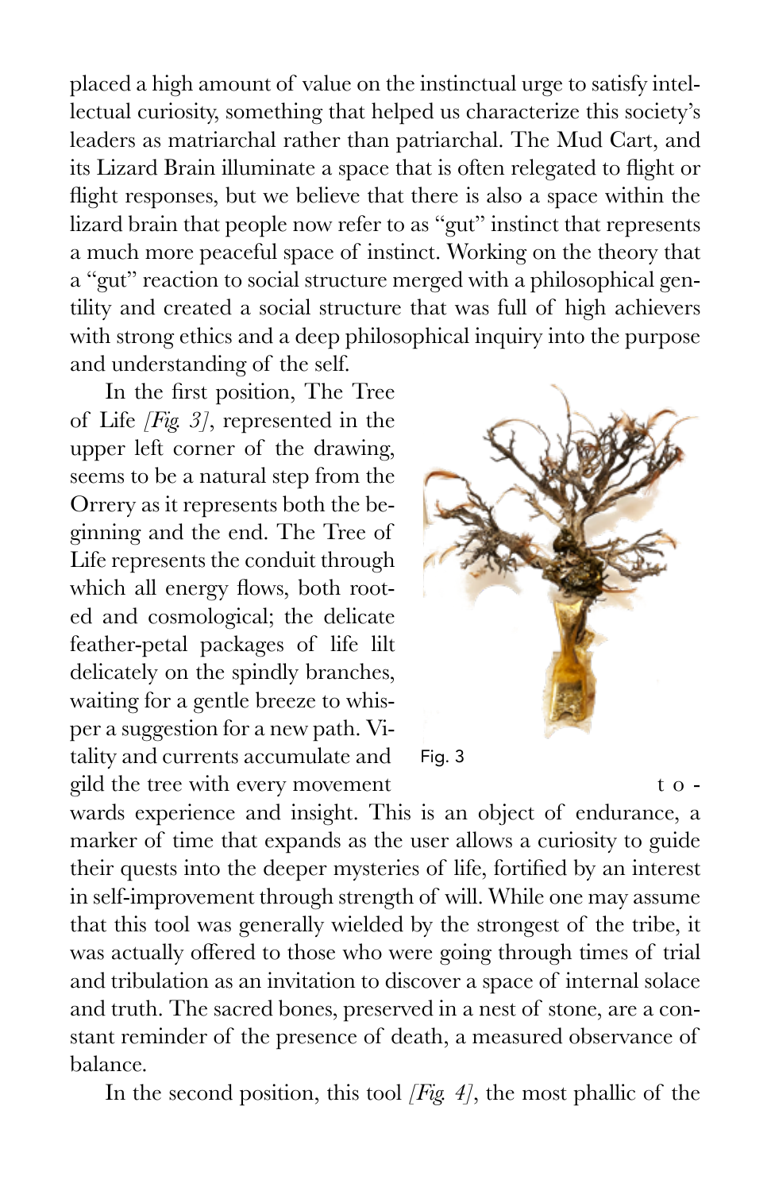placed a high amount of value on the instinctual urge to satisfy intellectual curiosity, something that helped us characterize this society's leaders as matriarchal rather than patriarchal. The Mud Cart, and its Lizard Brain illuminate a space that is often relegated to flight or flight responses, but we believe that there is also a space within the lizard brain that people now refer to as "gut" instinct that represents a much more peaceful space of instinct. Working on the theory that a "gut" reaction to social structure merged with a philosophical gentility and created a social structure that was full of high achievers with strong ethics and a deep philosophical inquiry into the purpose and understanding of the self.

In the first position, The Tree of Life *[Fig. 3]*, represented in the upper left corner of the drawing, seems to be a natural step from the Orrery as it represents both the beginning and the end. The Tree of Life represents the conduit through which all energy flows, both rooted and cosmological; the delicate feather-petal packages of life lilt delicately on the spindly branches, waiting for a gentle breeze to whisper a suggestion for a new path. Vitality and currents accumulate and gild the tree with every movement towards experience and insight. This is an object of endurance, a marker of time that expands as the user allows a curiosity to guide their quests into the deeper mysteries of life, fortified by an interest in self-improvement through strength of will. While one may assume that this tool was generally wielded by the strongest of the tribe, it was actually offered to those who were going through times of trial and tribulation as an invitation to discover a space of internal solace and truth. The sacred bones, preserved in a nest of stone, are a constant reminder of the presence of death, a measured observance of balance.

Fig. 3

In the second position, this tool *[Fig. 4]*, the most phallic of the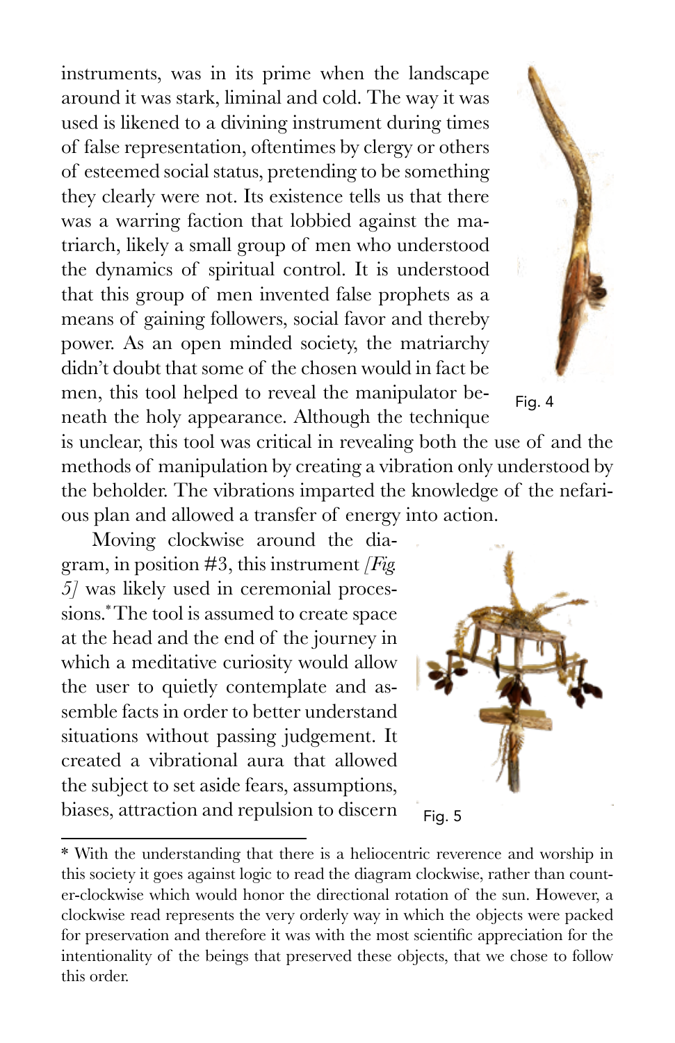instruments, was in its prime when the landscape around it was stark, liminal and cold. The way it was used is likened to a divining instrument during times of false representation, oftentimes by clergy or others of esteemed social status, pretending to be something they clearly were not. Its existence tells us that there was a warring faction that lobbied against the matriarch, likely a small group of men who understood the dynamics of spiritual control. It is understood that this group of men invented false prophets as a means of gaining followers, social favor and thereby power. As an open minded society, the matriarchy didn't doubt that some of the chosen would in fact be men, this tool helped to reveal the manipulator beneath the holy appearance. Although the technique is unclear, this tool was critical in revealing both the use of and the methods of manipulation by creating a vibration only understood by the beholder. The vibrations imparted the knowledge of the nefarious plan and allowed a transfer of energy into action.

Fig. 4

Moving clockwise around the diagram, in position #3, this instrument *[Fig. 5]* was likely used in ceremonial processions.* The tool is assumed to create space at the head and the end of the journey in which a meditative curiosity would allow the user to quietly contemplate and assemble facts in order to better understand situations without passing judgement. It created a vibrational aura that allowed the subject to set aside fears, assumptions, biases, attraction and repulsion to discern

Fig. 5

* With the understanding that there is a heliocentric reverence and worship in this society it goes against logic to read the diagram clockwise, rather than counter-clockwise which would honor the directional rotation of the sun. However, a clockwise read represents the very orderly way in which the objects were packed for preservation and therefore it was with the most scientific appreciation for the intentionality of the beings that preserved these objects, that we chose to follow this order.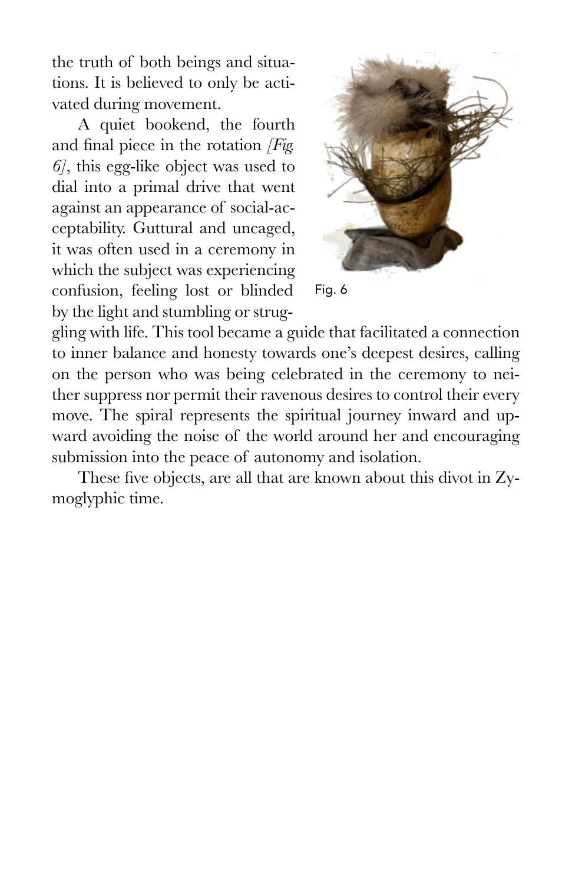the truth of both beings and situations. It is believed to only be activated during movement.

A quiet bookend, the fourth and final piece in the rotation *[Fig. 6]*, this egg-like object was used to dial into a primal drive that went against an appearance of social-acceptability. Guttural and uncaged, it was often used in a ceremony in which the subject was experiencing confusion, feeling lost or blinded by the light and stumbling or struggling with life. This tool became a guide that facilitated a connection to inner balance and honesty towards one's deepest desires, calling on the person who was being celebrated in the ceremony to neither suppress nor permit their ravenous desires to control their every move. The spiral represents the spiritual journey inward and upward avoiding the noise of the world around her and encouraging submission into the peace of autonomy and isolation.

Fig. 6

These five objects, are all that are known about this divot in Zymoglyphic time.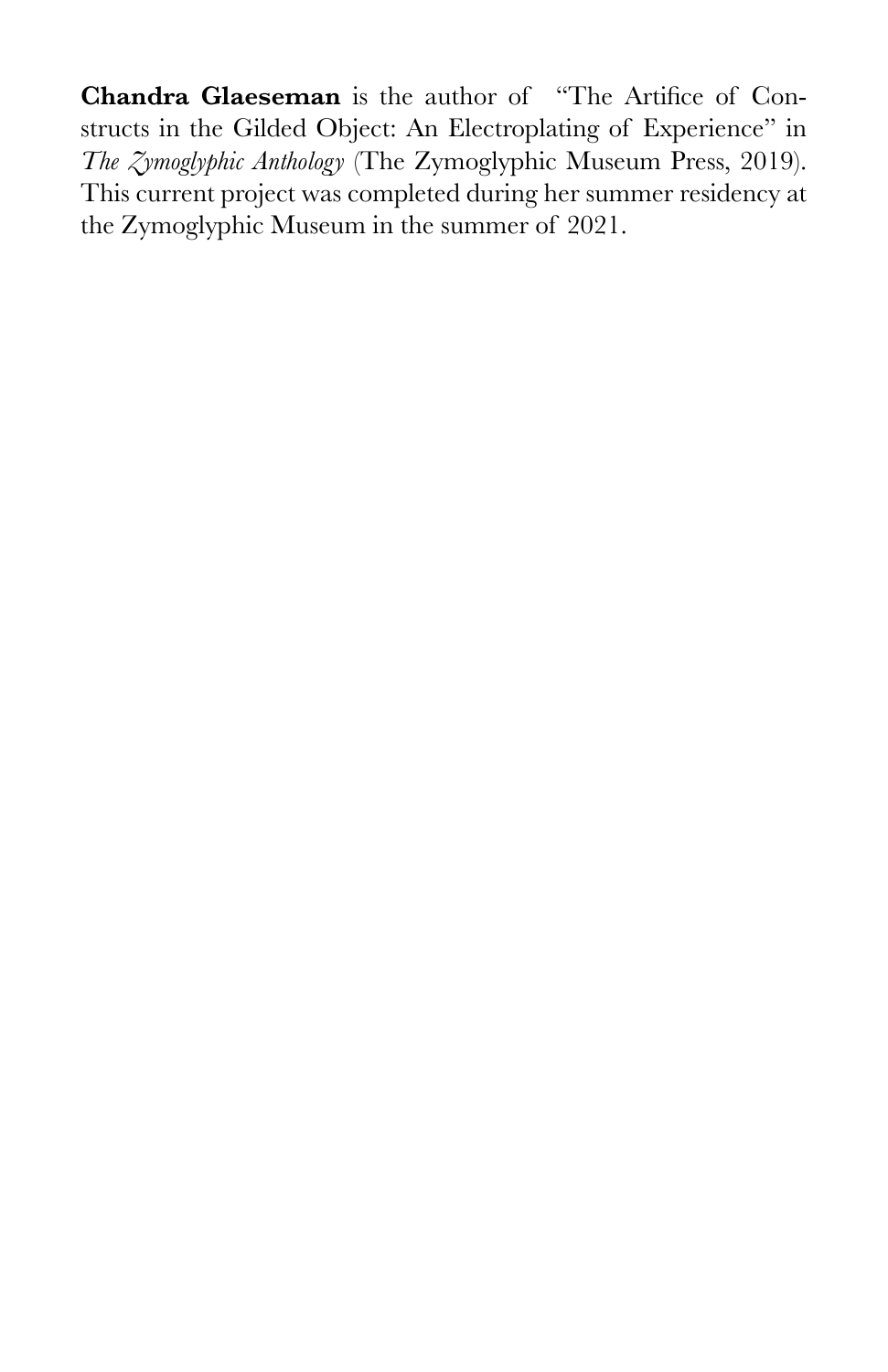**Chandra Glaeseman** is the author of "The Artifice of Constructs in the Gilded Object: An Electroplating of Experience" in *The Zymoglyphic Anthology* (The Zymoglyphic Museum Press, 2019). This current project was completed during her summer residency at the Zymoglyphic Museum in the summer of 2021.